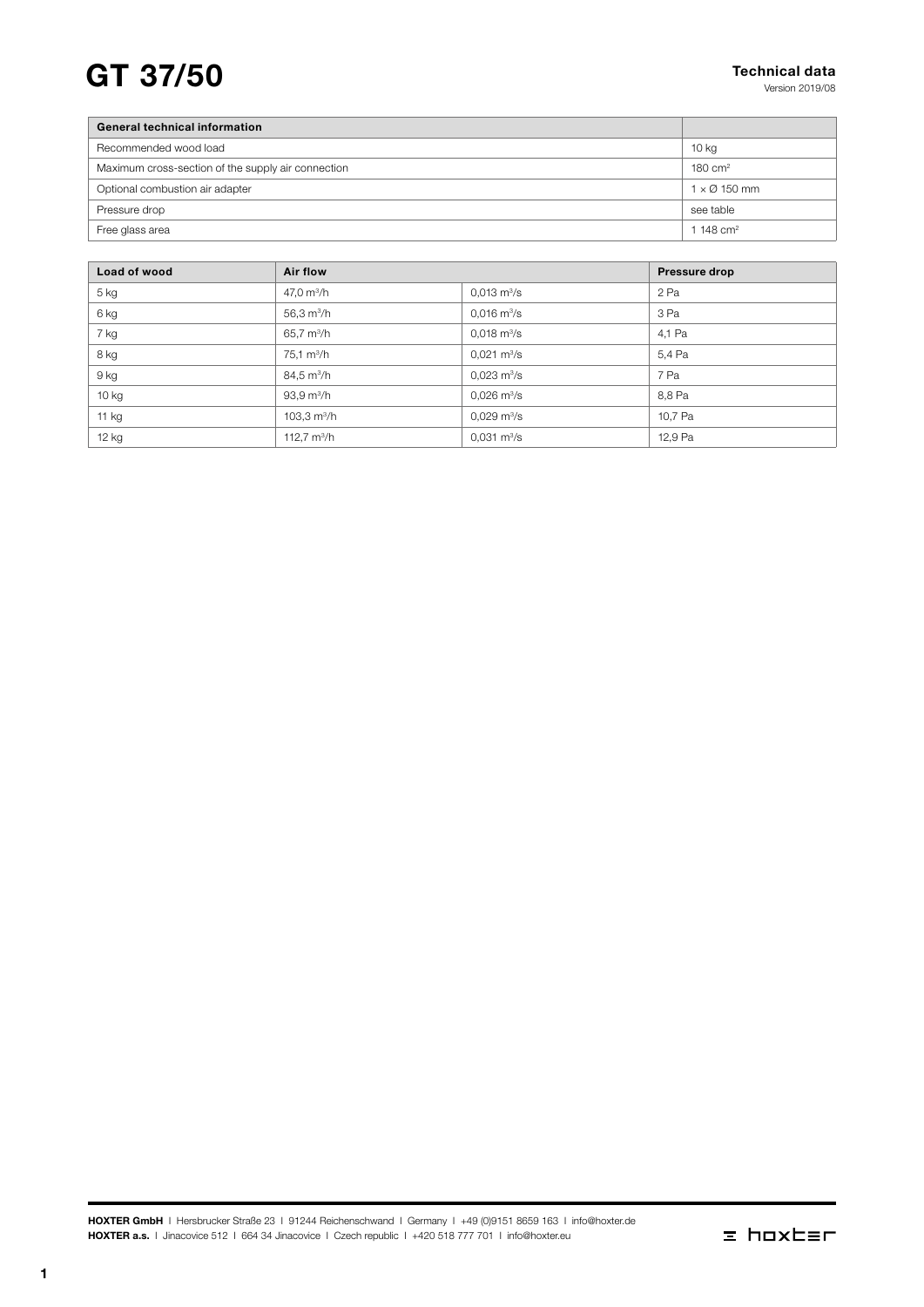# GT 37/50

**Technical data**
Version 2019/08

| General technical information | |
|---|---|
| Recommended wood load | 10 kg |
| Maximum cross-section of the supply air connection | 180 cm² |
| Optional combustion air adapter | 1 × Ø 150 mm |
| Pressure drop | see table |
| Free glass area | 1 148 cm² |

| Load of wood | Air flow | | Pressure drop |
|---|---|---|---|
| 5 kg | 47,0 m³/h | 0,013 m³/s | 2 Pa |
| 6 kg | 56,3 m³/h | 0,016 m³/s | 3 Pa |
| 7 kg | 65,7 m³/h | 0,018 m³/s | 4,1 Pa |
| 8 kg | 75,1 m³/h | 0,021 m³/s | 5,4 Pa |
| 9 kg | 84,5 m³/h | 0,023 m³/s | 7 Pa |
| 10 kg | 93,9 m³/h | 0,026 m³/s | 8,8 Pa |
| 11 kg | 103,3 m³/h | 0,029 m³/s | 10,7 Pa |
| 12 kg | 112,7 m³/h | 0,031 m³/s | 12,9 Pa |

**HOXTER GmbH** I Hersbrucker Straße 23 I 91244 Reichenschwand I Germany I +49 (0)9151 8659 163 I info@hoxter.de
**HOXTER a.s.** I Jinacovice 512 I 664 34 Jinacovice I Czech republic I +420 518 777 701 I info@hoxter.eu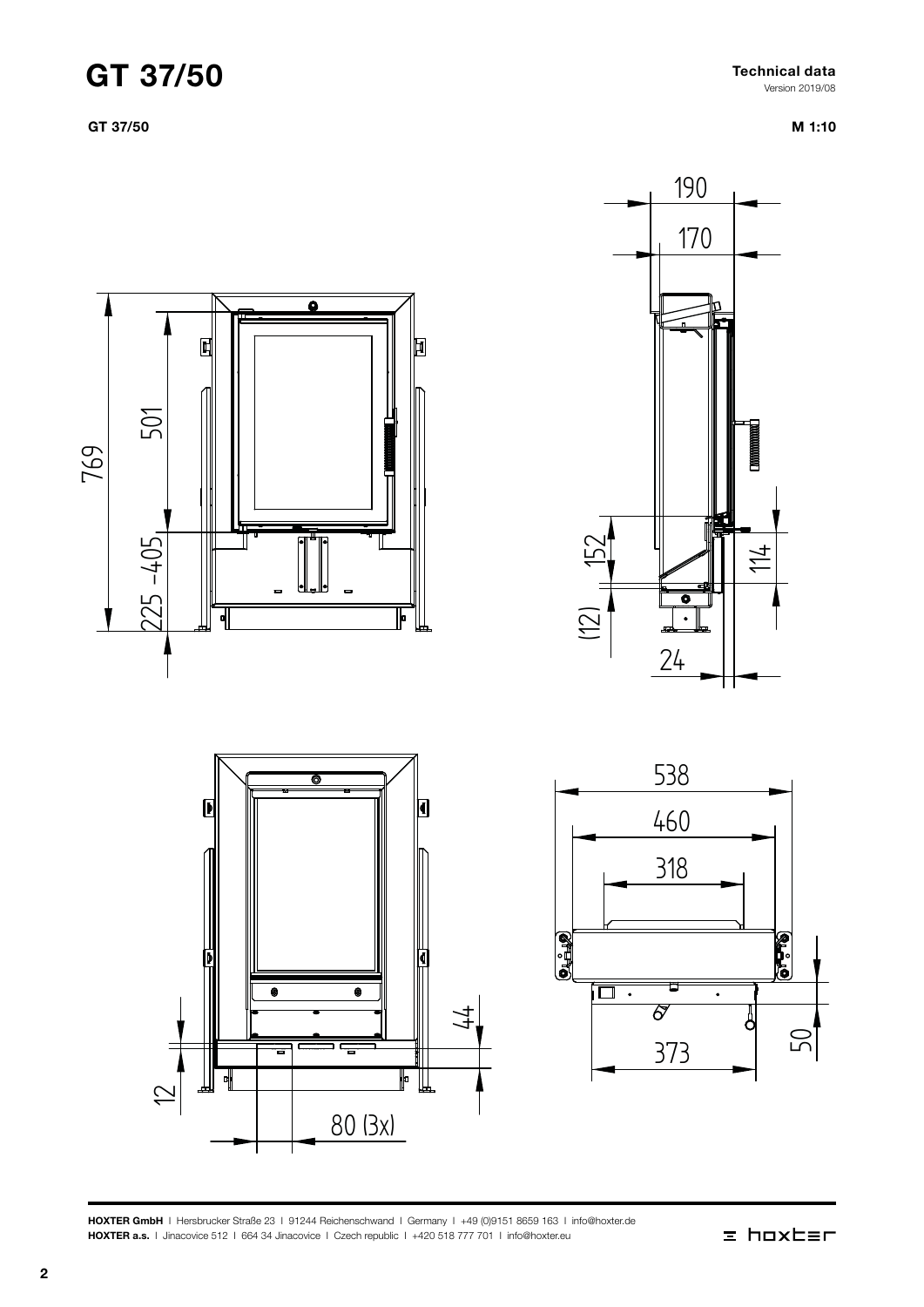# GT 37/50

**Technical data**
Version 2019/08

**GT 37/50**

**M 1:10**

190

170

769

501

225 -405

152

(12)

114

24

538

460

318

44

50

12

373

80 (3x)

**HOXTER GmbH** I Hersbrucker Straße 23 I 91244 Reichenschwand I Germany I +49 (0)9151 8659 163 I info@hoxter.de
**HOXTER a.s.** I Jinacovice 512 I 664 34 Jinacovice I Czech republic I +420 518 777 701 I info@hoxter.eu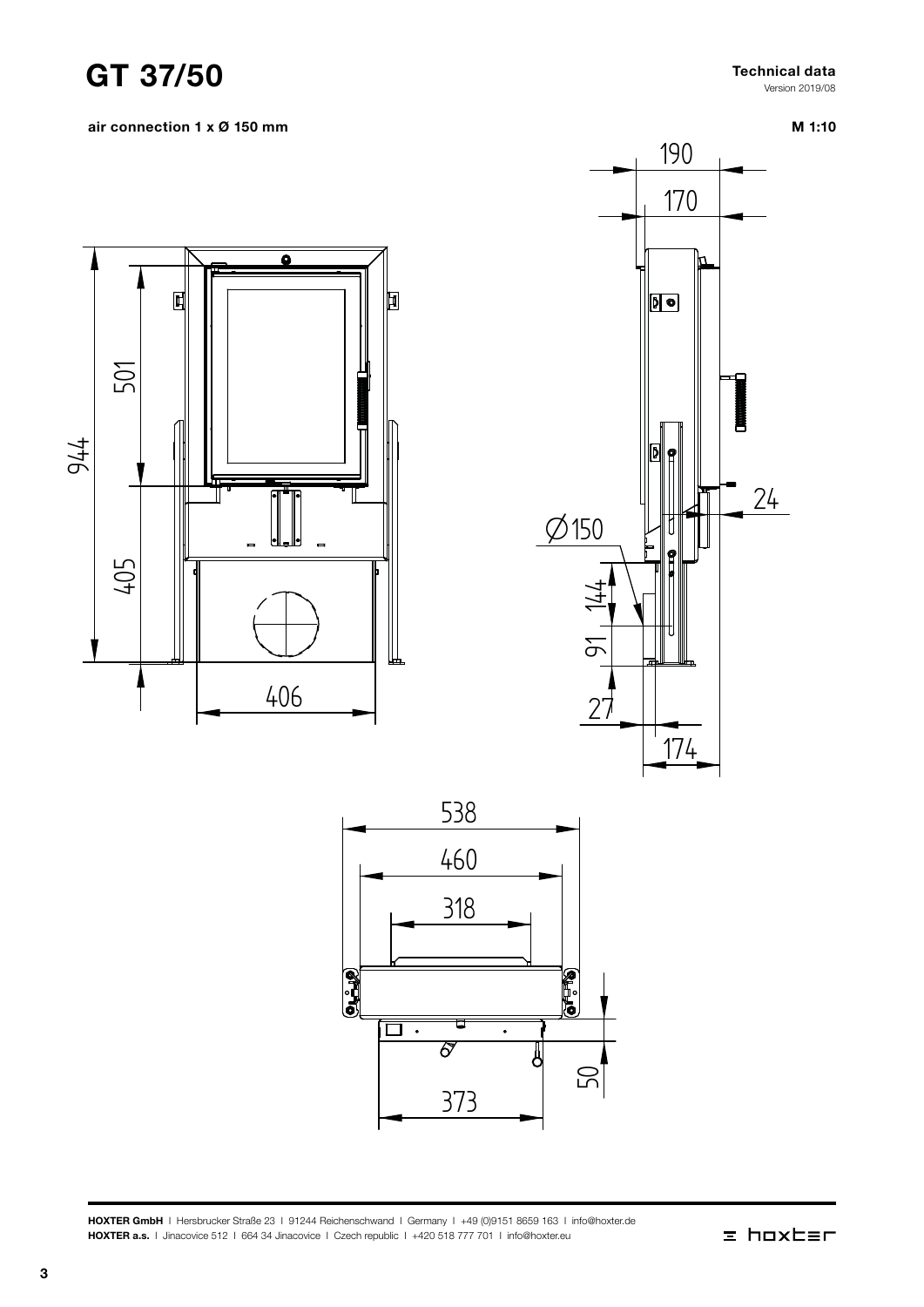# GT 37/50

**Technical data**
Version 2019/08

**air connection 1 x Ø 150 mm**

**M 1:10**

190
170
501
944
24
Ø150
405
144
91
27
406
174
538
460
318
50
373

**HOXTER GmbH** I Hersbrucker Straße 23 I 91244 Reichenschwand I Germany I +49 (0)9151 8659 163 I info@hoxter.de
**HOXTER a.s.** I Jinacovice 512 I 664 34 Jinacovice I Czech republic I +420 518 777 701 I info@hoxter.eu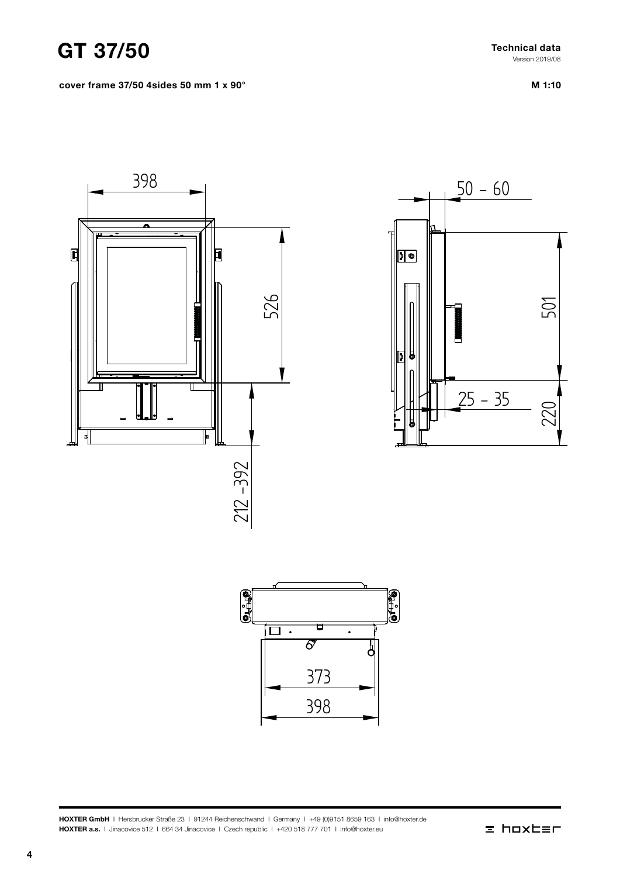# GT 37/50

**Technical data**
Version 2019/08

**cover frame 37/50 4sides 50 mm 1 x 90°**

**M 1:10**

398

526

212 -392

50 – 60

501

25 – 35

220

373

398

**HOXTER GmbH** I Hersbrucker Straße 23 I 91244 Reichenschwand I Germany I +49 (0)9151 8659 163 I info@hoxter.de
**HOXTER a.s.** I Jinacovice 512 I 664 34 Jinacovice I Czech republic I +420 518 777 701 I info@hoxter.eu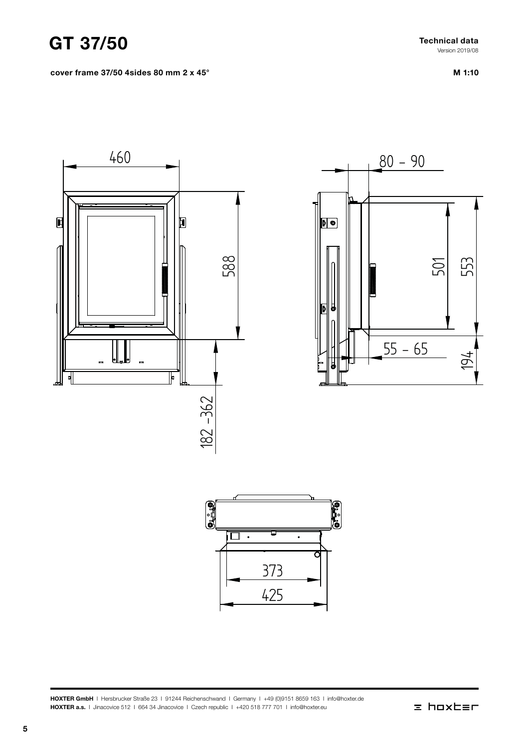# GT 37/50

**Technical data**
Version 2019/08

**cover frame 37/50 4sides 80 mm 2 x 45°**

**M 1:10**

460

588

182 -362

80 – 90

501

553

55 – 65

194

373

425

**HOXTER GmbH** | Hersbrucker Straße 23 | 91244 Reichenschwand | Germany | +49 (0)9151 8659 163 | info@hoxter.de
**HOXTER a.s.** | Jinacovice 512 | 664 34 Jinacovice | Czech republic | +420 518 777 701 | info@hoxter.eu

hoxter